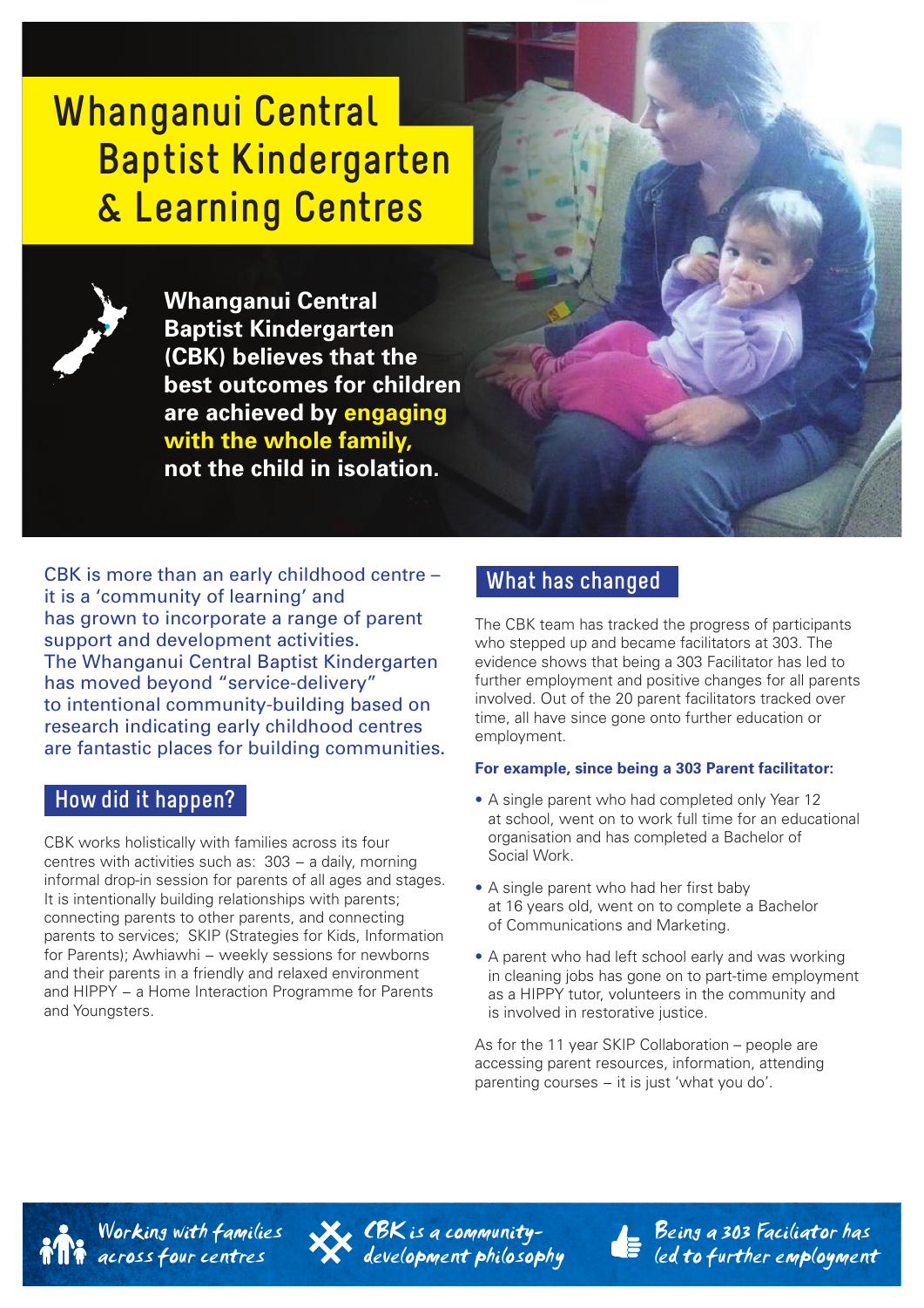# Whanganui Central Baptist Kindergarten & Learning Centres

**Whanganui Central Baptist Kindergarten (CBK) believes that the best outcomes for children are achieved by engaging with the whole family, not the child in isolation.**

CBK is more than an early childhood centre – it is a 'community of learning' and has grown to incorporate a range of parent support and development activities. The Whanganui Central Baptist Kindergarten has moved beyond "service-delivery" to intentional community-building based on research indicating early childhood centres are fantastic places for building communities.

## How did it happen?

CBK works holistically with families across its four centres with activities such as: 303 – a daily, morning informal drop-in session for parents of all ages and stages. It is intentionally building relationships with parents; connecting parents to other parents, and connecting parents to services; SKIP (Strategies for Kids, Information for Parents); Awhiawhi – weekly sessions for newborns and their parents in a friendly and relaxed environment and HIPPY – a Home Interaction Programme for Parents and Youngsters.

## What has changed

The CBK team has tracked the progress of participants who stepped up and became facilitators at 303. The evidence shows that being a 303 Facilitator has led to further employment and positive changes for all parents involved. Out of the 20 parent facilitators tracked over time, all have since gone onto further education or employment.

**For example, since being a 303 Parent facilitator:**

- A single parent who had completed only Year 12 at school, went on to work full time for an educational organisation and has completed a Bachelor of Social Work.
- A single parent who had her first baby at 16 years old, went on to complete a Bachelor of Communications and Marketing.
- A parent who had left school early and was working in cleaning jobs has gone on to part-time employment as a HIPPY tutor, volunteers in the community and is involved in restorative justice.

As for the 11 year SKIP Collaboration – people are accessing parent resources, information, attending parenting courses – it is just 'what you do'.

*Working with families across four centres*

*CBK is a community-development philosophy*

*Being a 303 Faciliator has led to further employment*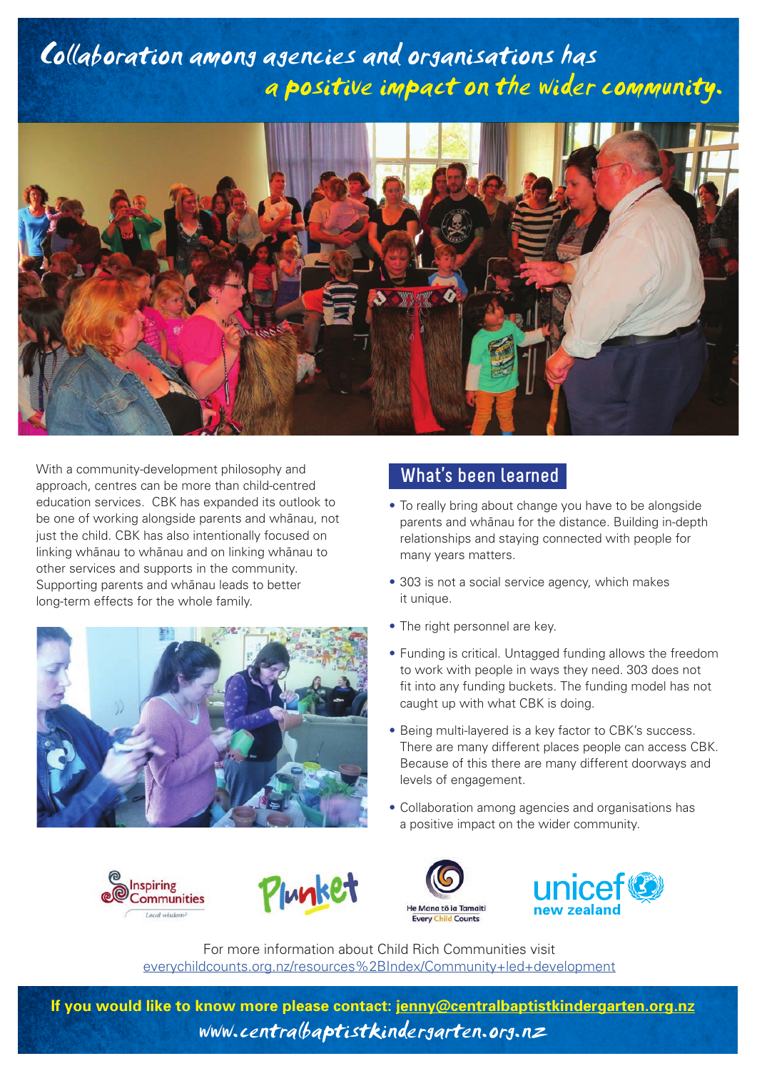# Collaboration among agencies and organisations has a positive impact on the wider community.

With a community-development philosophy and approach, centres can be more than child-centred education services. CBK has expanded its outlook to be one of working alongside parents and whānau, not just the child. CBK has also intentionally focused on linking whānau to whānau and on linking whānau to other services and supports in the community. Supporting parents and whānau leads to better long-term effects for the whole family.

## What's been learned

- To really bring about change you have to be alongside parents and whānau for the distance. Building in-depth relationships and staying connected with people for many years matters.
- 303 is not a social service agency, which makes it unique.
- The right personnel are key.
- Funding is critical. Untagged funding allows the freedom to work with people in ways they need. 303 does not fit into any funding buckets. The funding model has not caught up with what CBK is doing.
- Being multi-layered is a key factor to CBK's success. There are many different places people can access CBK. Because of this there are many different doorways and levels of engagement.
- Collaboration among agencies and organisations has a positive impact on the wider community.

Inspiring Communities — Local wisdom? | Plunket | He Mana tō ia Tamaiti — Every Child Counts | unicef new zealand

For more information about Child Rich Communities visit
everychildcounts.org.nz/resources%2BIndex/Community+led+development

**If you would like to know more please contact: jenny@centralbaptistkindergarten.org.nz**

www.centralbaptistkindergarten.org.nz